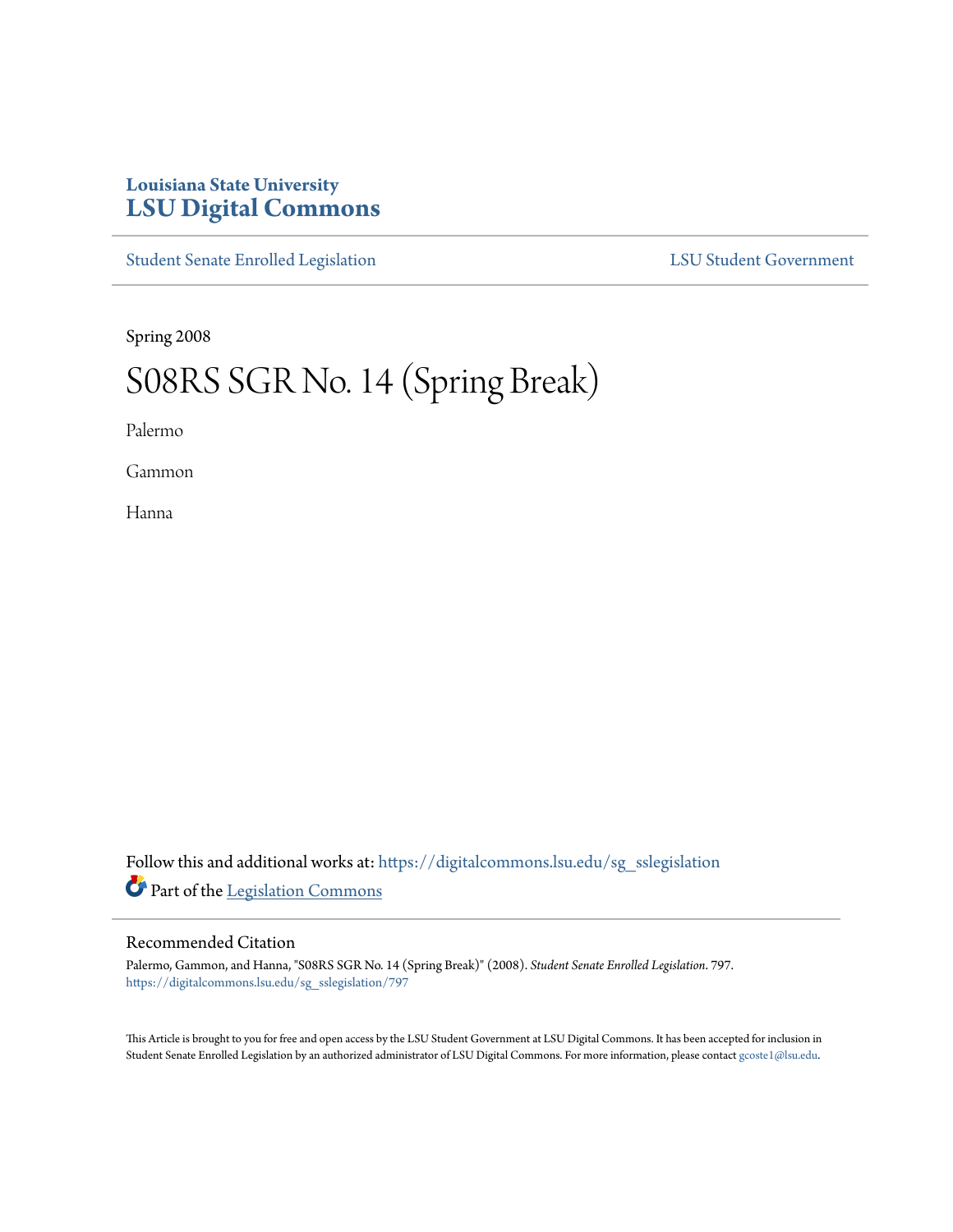Louisiana State University

# LSU Digital Commons

Student Senate Enrolled Legislation | LSU Student Government

Spring 2008

# S08RS SGR No. 14 (Spring Break)

Palermo

Gammon

Hanna

Follow this and additional works at: https://digitalcommons.lsu.edu/sg_sslegislation

Part of the Legislation Commons

## Recommended Citation

Palermo, Gammon, and Hanna, "S08RS SGR No. 14 (Spring Break)" (2008). *Student Senate Enrolled Legislation*. 797.
https://digitalcommons.lsu.edu/sg_sslegislation/797

This Article is brought to you for free and open access by the LSU Student Government at LSU Digital Commons. It has been accepted for inclusion in Student Senate Enrolled Legislation by an authorized administrator of LSU Digital Commons. For more information, please contact gcoste1@lsu.edu.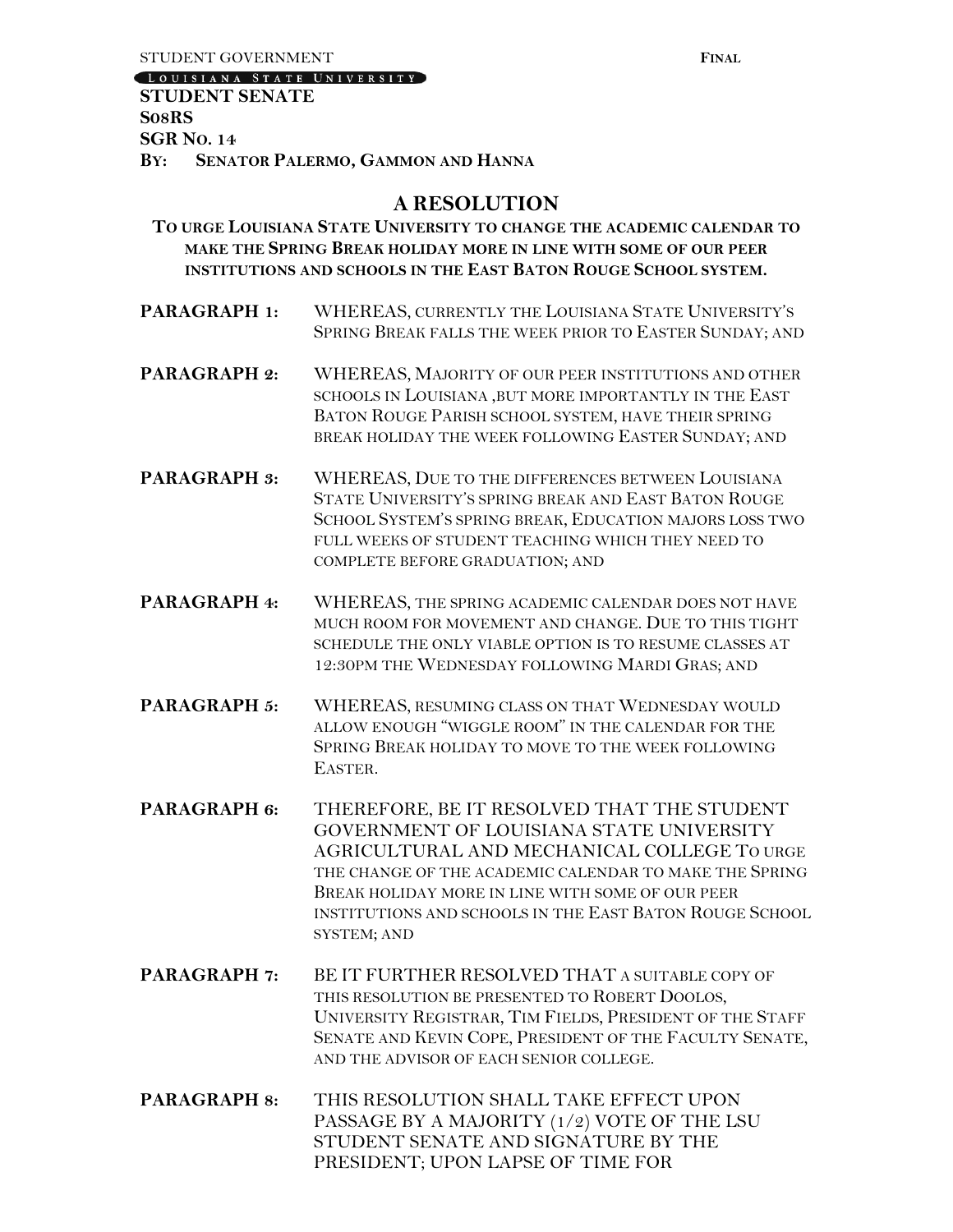STUDENT GOVERNMENT **FINAL**

LOUISIANA STATE UNIVERSITY

**STUDENT SENATE**
**S08RS**
**SGR NO. 14**
**BY: SENATOR PALERMO, GAMMON AND HANNA**

## A RESOLUTION

**TO URGE LOUISIANA STATE UNIVERSITY TO CHANGE THE ACADEMIC CALENDAR TO MAKE THE SPRING BREAK HOLIDAY MORE IN LINE WITH SOME OF OUR PEER INSTITUTIONS AND SCHOOLS IN THE EAST BATON ROUGE SCHOOL SYSTEM.**

**PARAGRAPH 1:** WHEREAS, CURRENTLY THE LOUISIANA STATE UNIVERSITY'S SPRING BREAK FALLS THE WEEK PRIOR TO EASTER SUNDAY; AND

**PARAGRAPH 2:** WHEREAS, MAJORITY OF OUR PEER INSTITUTIONS AND OTHER SCHOOLS IN LOUISIANA ,BUT MORE IMPORTANTLY IN THE EAST BATON ROUGE PARISH SCHOOL SYSTEM, HAVE THEIR SPRING BREAK HOLIDAY THE WEEK FOLLOWING EASTER SUNDAY; AND

**PARAGRAPH 3:** WHEREAS, DUE TO THE DIFFERENCES BETWEEN LOUISIANA STATE UNIVERSITY'S SPRING BREAK AND EAST BATON ROUGE SCHOOL SYSTEM'S SPRING BREAK, EDUCATION MAJORS LOSS TWO FULL WEEKS OF STUDENT TEACHING WHICH THEY NEED TO COMPLETE BEFORE GRADUATION; AND

**PARAGRAPH 4:** WHEREAS, THE SPRING ACADEMIC CALENDAR DOES NOT HAVE MUCH ROOM FOR MOVEMENT AND CHANGE. DUE TO THIS TIGHT SCHEDULE THE ONLY VIABLE OPTION IS TO RESUME CLASSES AT 12:30PM THE WEDNESDAY FOLLOWING MARDI GRAS; AND

**PARAGRAPH 5:** WHEREAS, RESUMING CLASS ON THAT WEDNESDAY WOULD ALLOW ENOUGH "WIGGLE ROOM" IN THE CALENDAR FOR THE SPRING BREAK HOLIDAY TO MOVE TO THE WEEK FOLLOWING EASTER.

**PARAGRAPH 6:** THEREFORE, BE IT RESOLVED THAT THE STUDENT GOVERNMENT OF LOUISIANA STATE UNIVERSITY AGRICULTURAL AND MECHANICAL COLLEGE TO URGE THE CHANGE OF THE ACADEMIC CALENDAR TO MAKE THE SPRING BREAK HOLIDAY MORE IN LINE WITH SOME OF OUR PEER INSTITUTIONS AND SCHOOLS IN THE EAST BATON ROUGE SCHOOL SYSTEM; AND

**PARAGRAPH 7:** BE IT FURTHER RESOLVED THAT A SUITABLE COPY OF THIS RESOLUTION BE PRESENTED TO ROBERT DOOLOS, UNIVERSITY REGISTRAR, TIM FIELDS, PRESIDENT OF THE STAFF SENATE AND KEVIN COPE, PRESIDENT OF THE FACULTY SENATE, AND THE ADVISOR OF EACH SENIOR COLLEGE.

**PARAGRAPH 8:** THIS RESOLUTION SHALL TAKE EFFECT UPON PASSAGE BY A MAJORITY (1/2) VOTE OF THE LSU STUDENT SENATE AND SIGNATURE BY THE PRESIDENT; UPON LAPSE OF TIME FOR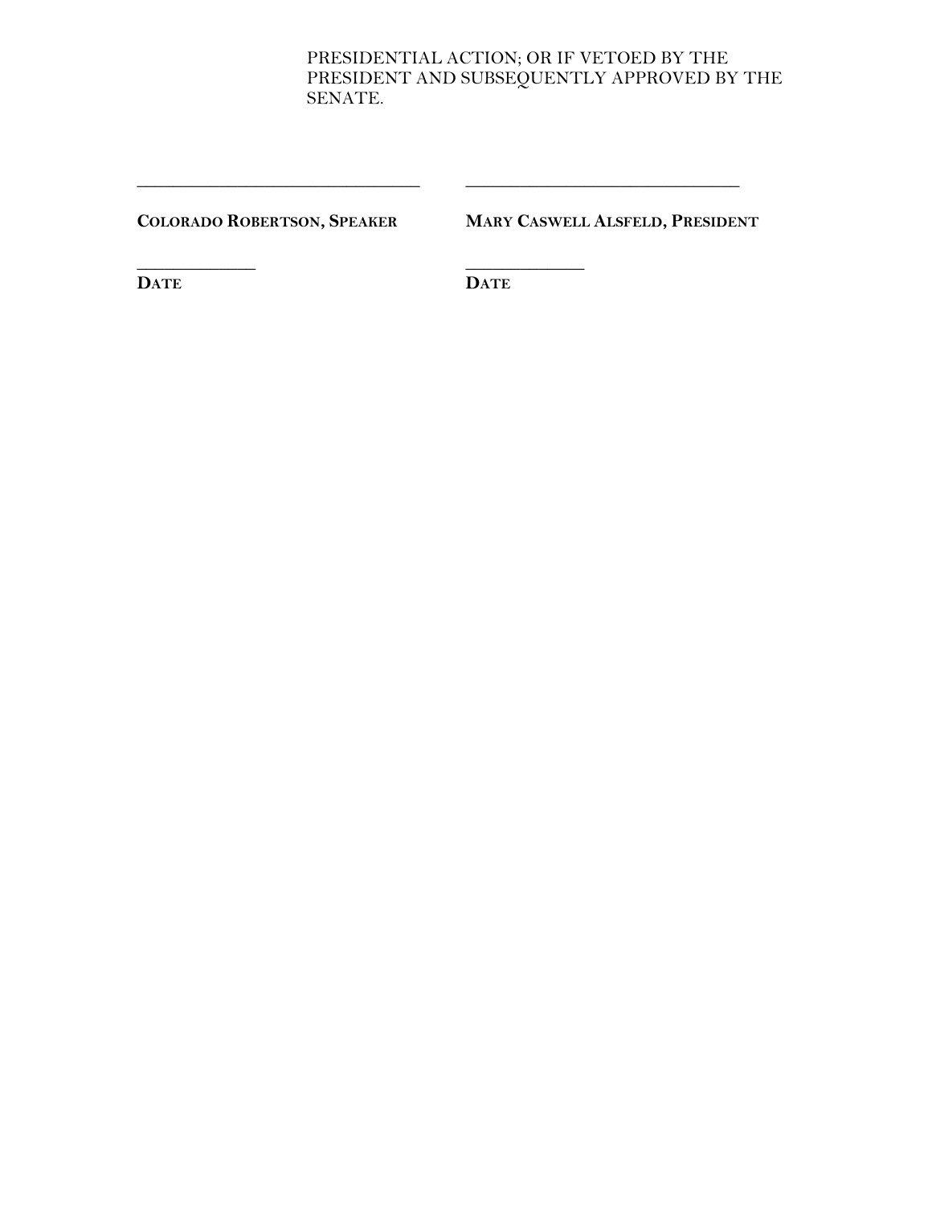PRESIDENTIAL ACTION; OR IF VETOED BY THE PRESIDENT AND SUBSEQUENTLY APPROVED BY THE SENATE.

_______________________________ _______________________________

**COLORADO ROBERTSON, SPEAKER** **MARY CASWELL ALSFELD, PRESIDENT**

_____________ _____________

**DATE** **DATE**